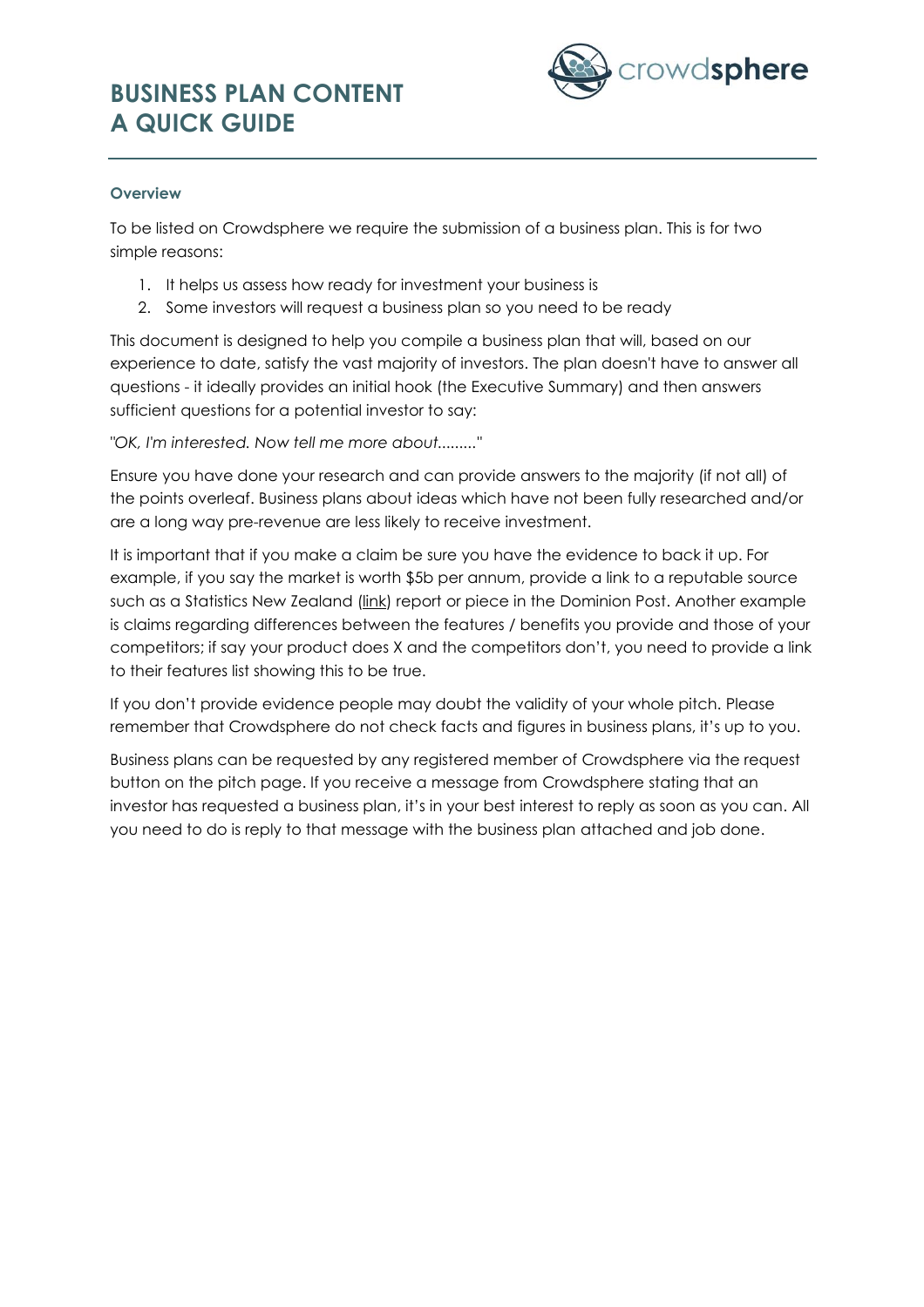# BUSINESS PLAN CONTENT
# A QUICK GUIDE

### Overview

To be listed on Crowdsphere we require the submission of a business plan. This is for two simple reasons:

1. It helps us assess how ready for investment your business is
2. Some investors will request a business plan so you need to be ready

This document is designed to help you compile a business plan that will, based on our experience to date, satisfy the vast majority of investors. The plan doesn't have to answer all questions - it ideally provides an initial hook (the Executive Summary) and then answers sufficient questions for a potential investor to say:

*"OK, I'm interested. Now tell me more about........."*

Ensure you have done your research and can provide answers to the majority (if not all) of the points overleaf. Business plans about ideas which have not been fully researched and/or are a long way pre-revenue are less likely to receive investment.

It is important that if you make a claim be sure you have the evidence to back it up. For example, if you say the market is worth $5b per annum, provide a link to a reputable source such as a Statistics New Zealand (link) report or piece in the Dominion Post. Another example is claims regarding differences between the features / benefits you provide and those of your competitors; if say your product does X and the competitors don't, you need to provide a link to their features list showing this to be true.

If you don't provide evidence people may doubt the validity of your whole pitch. Please remember that Crowdsphere do not check facts and figures in business plans, it's up to you.

Business plans can be requested by any registered member of Crowdsphere via the request button on the pitch page. If you receive a message from Crowdsphere stating that an investor has requested a business plan, it's in your best interest to reply as soon as you can. All you need to do is reply to that message with the business plan attached and job done.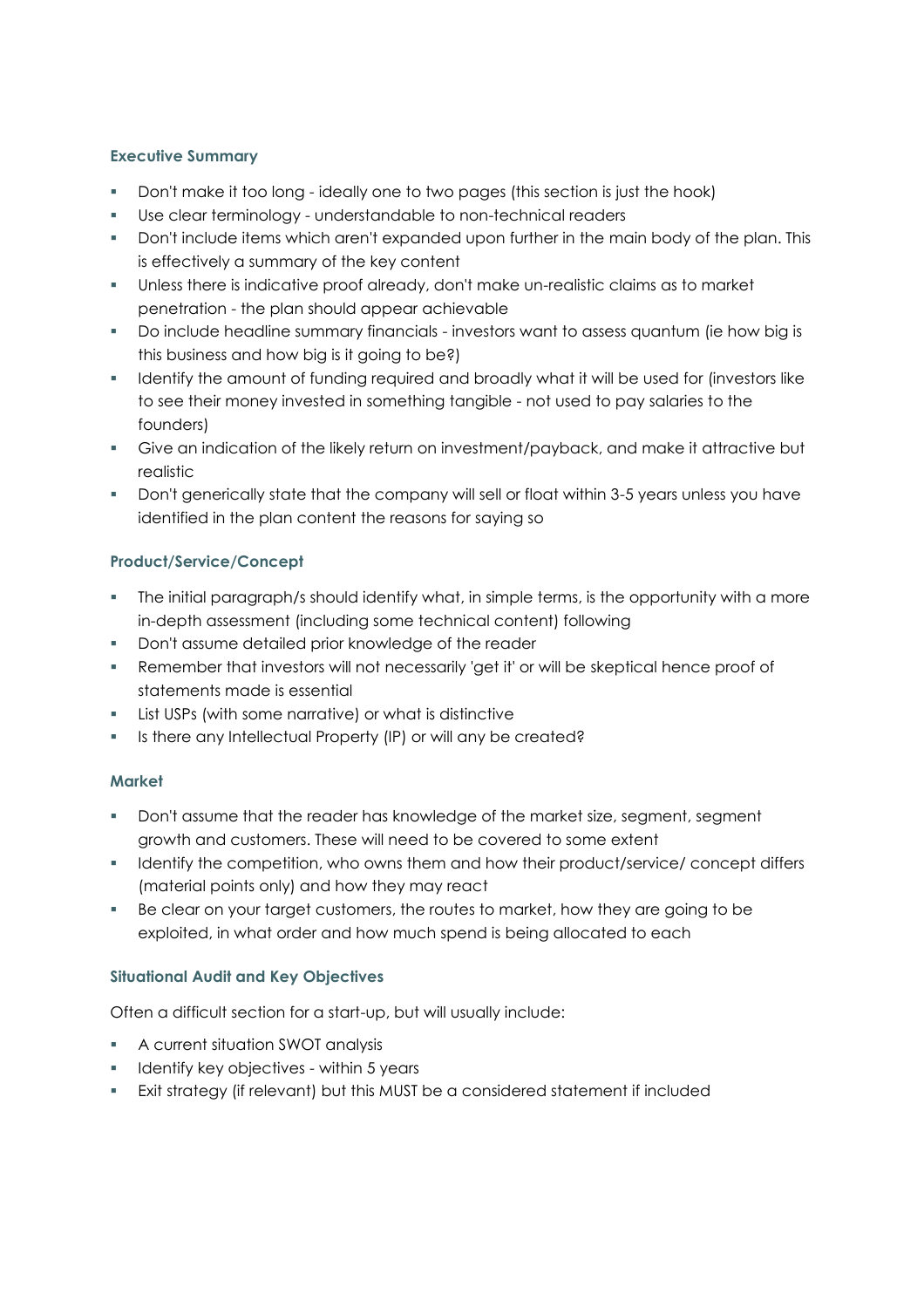### Executive Summary

- Don't make it too long - ideally one to two pages (this section is just the hook)
- Use clear terminology - understandable to non-technical readers
- Don't include items which aren't expanded upon further in the main body of the plan. This is effectively a summary of the key content
- Unless there is indicative proof already, don't make un-realistic claims as to market penetration - the plan should appear achievable
- Do include headline summary financials - investors want to assess quantum (ie how big is this business and how big is it going to be?)
- Identify the amount of funding required and broadly what it will be used for (investors like to see their money invested in something tangible - not used to pay salaries to the founders)
- Give an indication of the likely return on investment/payback, and make it attractive but realistic
- Don't generically state that the company will sell or float within 3-5 years unless you have identified in the plan content the reasons for saying so

### Product/Service/Concept

- The initial paragraph/s should identify what, in simple terms, is the opportunity with a more in-depth assessment (including some technical content) following
- Don't assume detailed prior knowledge of the reader
- Remember that investors will not necessarily 'get it' or will be skeptical hence proof of statements made is essential
- List USPs (with some narrative) or what is distinctive
- Is there any Intellectual Property (IP) or will any be created?

### Market

- Don't assume that the reader has knowledge of the market size, segment, segment growth and customers. These will need to be covered to some extent
- Identify the competition, who owns them and how their product/service/ concept differs (material points only) and how they may react
- Be clear on your target customers, the routes to market, how they are going to be exploited, in what order and how much spend is being allocated to each

### Situational Audit and Key Objectives

Often a difficult section for a start-up, but will usually include:

- A current situation SWOT analysis
- Identify key objectives - within 5 years
- Exit strategy (if relevant) but this MUST be a considered statement if included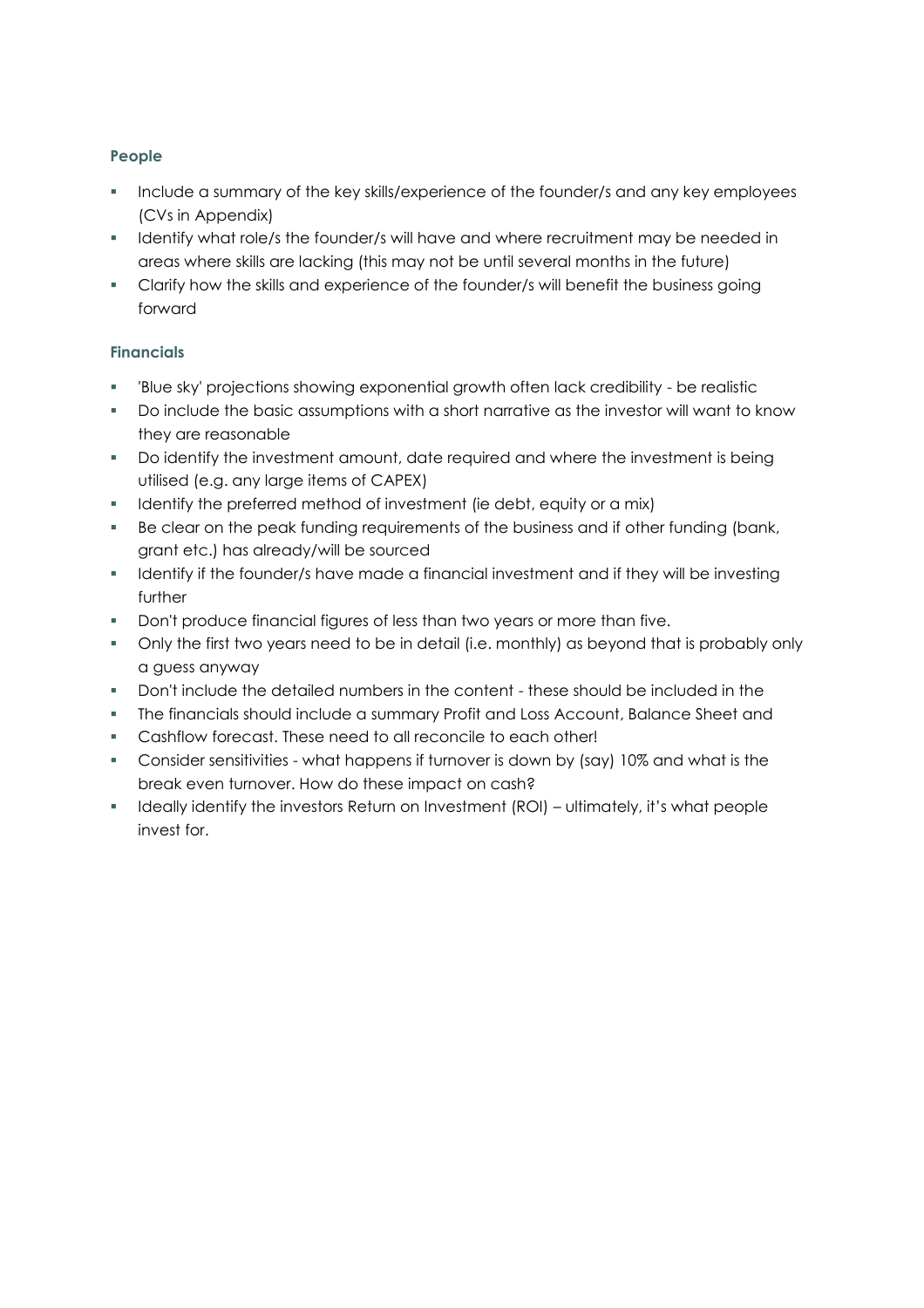### People

- Include a summary of the key skills/experience of the founder/s and any key employees (CVs in Appendix)
- Identify what role/s the founder/s will have and where recruitment may be needed in areas where skills are lacking (this may not be until several months in the future)
- Clarify how the skills and experience of the founder/s will benefit the business going forward

### Financials

- 'Blue sky' projections showing exponential growth often lack credibility - be realistic
- Do include the basic assumptions with a short narrative as the investor will want to know they are reasonable
- Do identify the investment amount, date required and where the investment is being utilised (e.g. any large items of CAPEX)
- Identify the preferred method of investment (ie debt, equity or a mix)
- Be clear on the peak funding requirements of the business and if other funding (bank, grant etc.) has already/will be sourced
- Identify if the founder/s have made a financial investment and if they will be investing further
- Don't produce financial figures of less than two years or more than five.
- Only the first two years need to be in detail (i.e. monthly) as beyond that is probably only a guess anyway
- Don't include the detailed numbers in the content - these should be included in the
- The financials should include a summary Profit and Loss Account, Balance Sheet and
- Cashflow forecast. These need to all reconcile to each other!
- Consider sensitivities - what happens if turnover is down by (say) 10% and what is the break even turnover. How do these impact on cash?
- Ideally identify the investors Return on Investment (ROI) – ultimately, it's what people invest for.